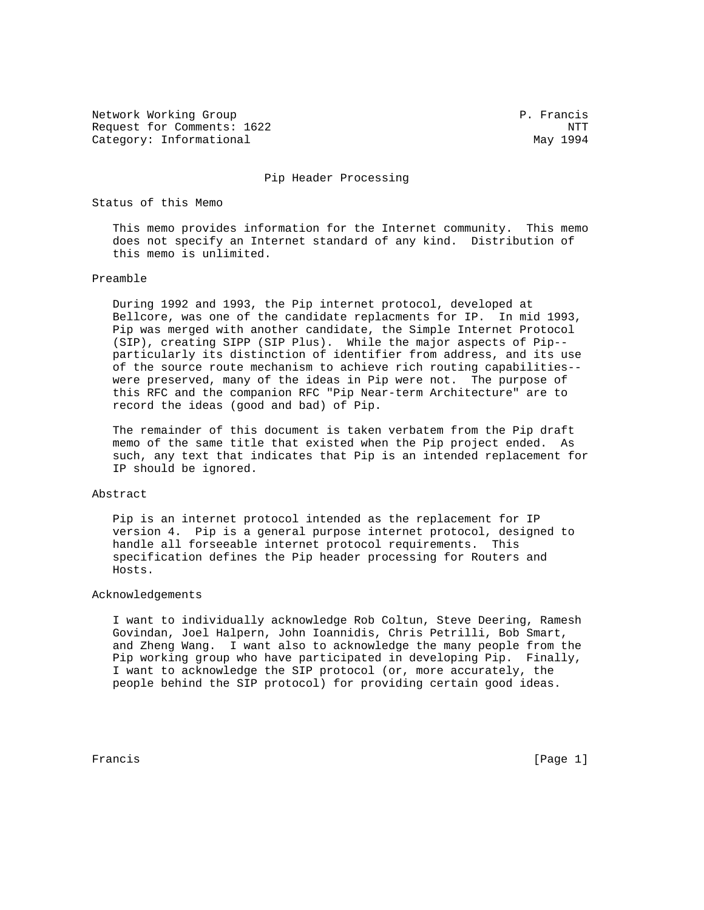Network Working Group P. Francis
Request for Comments: 1622 NTT
Category: Informational May 1994

# Pip Header Processing

## Status of this Memo

This memo provides information for the Internet community. This memo does not specify an Internet standard of any kind. Distribution of this memo is unlimited.

## Preamble

During 1992 and 1993, the Pip internet protocol, developed at Bellcore, was one of the candidate replacments for IP. In mid 1993, Pip was merged with another candidate, the Simple Internet Protocol (SIP), creating SIPP (SIP Plus). While the major aspects of Pip--particularly its distinction of identifier from address, and its use of the source route mechanism to achieve rich routing capabilities--were preserved, many of the ideas in Pip were not. The purpose of this RFC and the companion RFC "Pip Near-term Architecture" are to record the ideas (good and bad) of Pip.

The remainder of this document is taken verbatem from the Pip draft memo of the same title that existed when the Pip project ended. As such, any text that indicates that Pip is an intended replacement for IP should be ignored.

## Abstract

Pip is an internet protocol intended as the replacement for IP version 4. Pip is a general purpose internet protocol, designed to handle all forseeable internet protocol requirements. This specification defines the Pip header processing for Routers and Hosts.

## Acknowledgements

I want to individually acknowledge Rob Coltun, Steve Deering, Ramesh Govindan, Joel Halpern, John Ioannidis, Chris Petrilli, Bob Smart, and Zheng Wang. I want also to acknowledge the many people from the Pip working group who have participated in developing Pip. Finally, I want to acknowledge the SIP protocol (or, more accurately, the people behind the SIP protocol) for providing certain good ideas.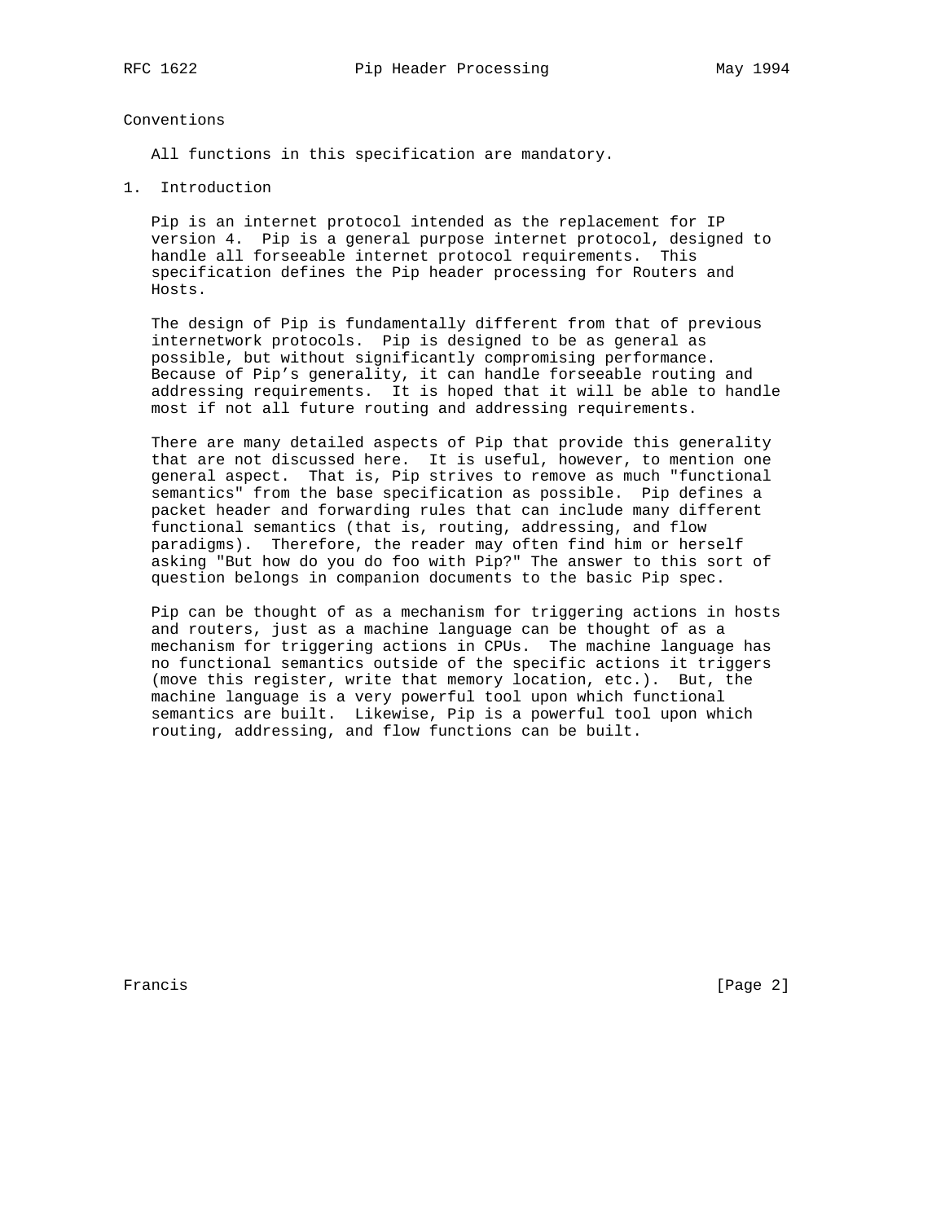## Conventions

All functions in this specification are mandatory.

## 1. Introduction

Pip is an internet protocol intended as the replacement for IP version 4. Pip is a general purpose internet protocol, designed to handle all forseeable internet protocol requirements. This specification defines the Pip header processing for Routers and Hosts.

The design of Pip is fundamentally different from that of previous internetwork protocols. Pip is designed to be as general as possible, but without significantly compromising performance. Because of Pip's generality, it can handle forseeable routing and addressing requirements. It is hoped that it will be able to handle most if not all future routing and addressing requirements.

There are many detailed aspects of Pip that provide this generality that are not discussed here. It is useful, however, to mention one general aspect. That is, Pip strives to remove as much "functional semantics" from the base specification as possible. Pip defines a packet header and forwarding rules that can include many different functional semantics (that is, routing, addressing, and flow paradigms). Therefore, the reader may often find him or herself asking "But how do you do foo with Pip?" The answer to this sort of question belongs in companion documents to the basic Pip spec.

Pip can be thought of as a mechanism for triggering actions in hosts and routers, just as a machine language can be thought of as a mechanism for triggering actions in CPUs. The machine language has no functional semantics outside of the specific actions it triggers (move this register, write that memory location, etc.). But, the machine language is a very powerful tool upon which functional semantics are built. Likewise, Pip is a powerful tool upon which routing, addressing, and flow functions can be built.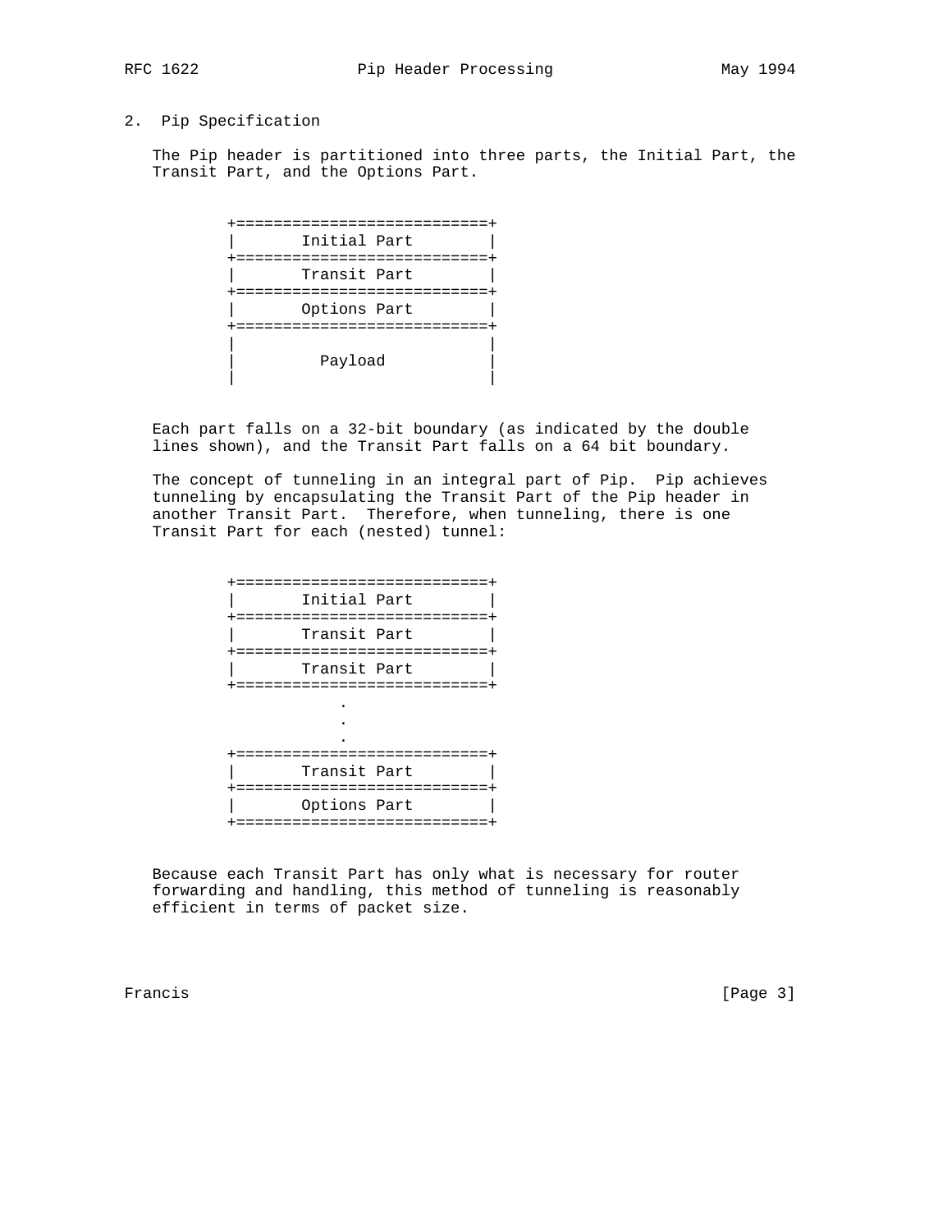## 2. Pip Specification

The Pip header is partitioned into three parts, the Initial Part, the Transit Part, and the Options Part.

```
+===========================+
|       Initial Part        |
+===========================+
|       Transit Part        |
+===========================+
|       Options Part        |
+===========================+
|                           |
|         Payload           |
|                           |
```

Each part falls on a 32-bit boundary (as indicated by the double lines shown), and the Transit Part falls on a 64 bit boundary.

The concept of tunneling in an integral part of Pip. Pip achieves tunneling by encapsulating the Transit Part of the Pip header in another Transit Part. Therefore, when tunneling, there is one Transit Part for each (nested) tunnel:

```
+===========================+
|       Initial Part        |
+===========================+
|       Transit Part        |
+===========================+
|       Transit Part        |
+===========================+
             .
             .
             .
+===========================+
|       Transit Part        |
+===========================+
|       Options Part        |
+===========================+
```

Because each Transit Part has only what is necessary for router forwarding and handling, this method of tunneling is reasonably efficient in terms of packet size.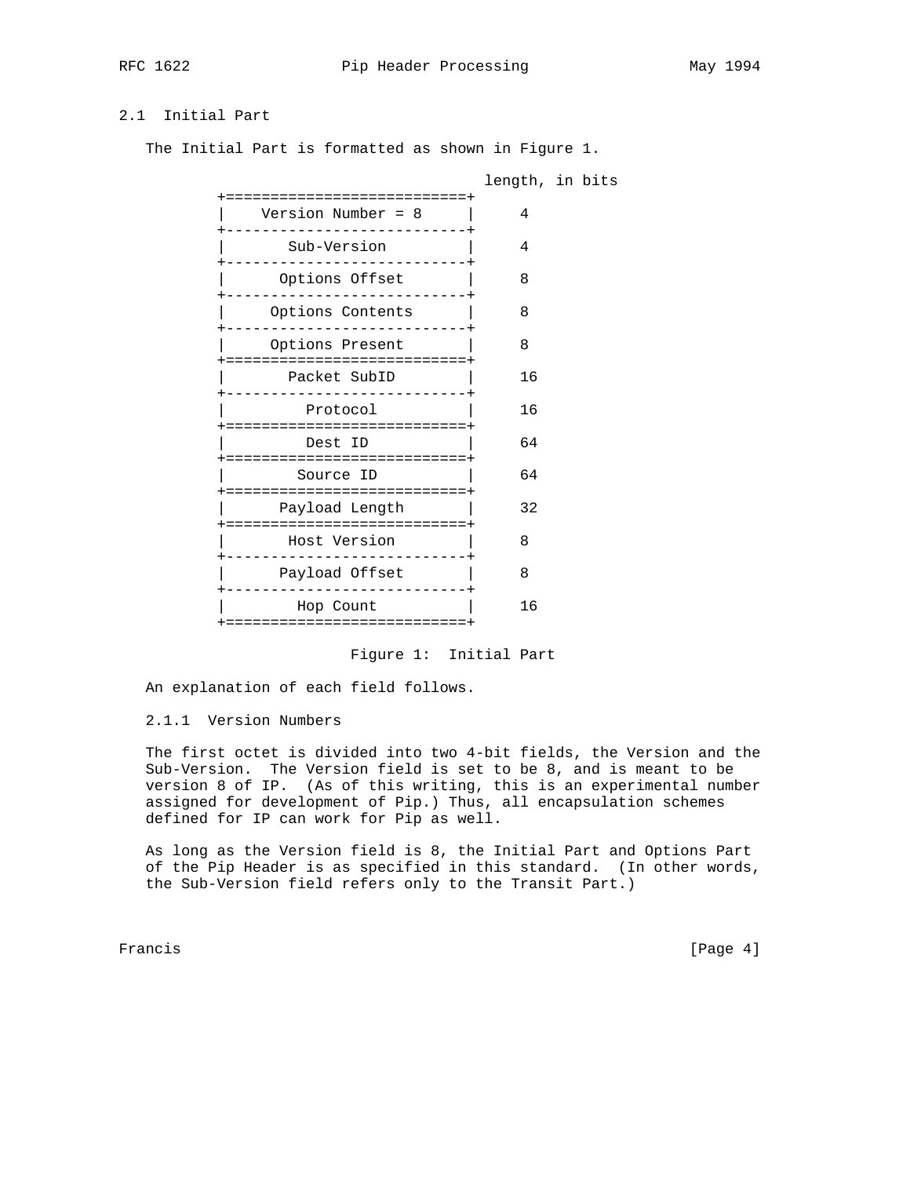## 2.1 Initial Part

The Initial Part is formatted as shown in Figure 1.

```
                                 length, in bits
   +===========================+
   |    Version Number = 8     |     4
   +---------------------------+
   |       Sub-Version         |     4
   +---------------------------+
   |      Options Offset       |     8
   +---------------------------+
   |     Options Contents      |     8
   +---------------------------+
   |     Options Present       |     8
   +===========================+
   |       Packet SubID        |     16
   +---------------------------+
   |         Protocol          |     16
   +===========================+
   |         Dest ID           |     64
   +===========================+
   |        Source ID          |     64
   +===========================+
   |      Payload Length       |     32
   +===========================+
   |       Host Version        |     8
   +---------------------------+
   |      Payload Offset       |     8
   +---------------------------+
   |        Hop Count          |     16
   +===========================+
```

Figure 1: Initial Part

An explanation of each field follows.

### 2.1.1 Version Numbers

The first octet is divided into two 4-bit fields, the Version and the Sub-Version. The Version field is set to be 8, and is meant to be version 8 of IP. (As of this writing, this is an experimental number assigned for development of Pip.) Thus, all encapsulation schemes defined for IP can work for Pip as well.

As long as the Version field is 8, the Initial Part and Options Part of the Pip Header is as specified in this standard. (In other words, the Sub-Version field refers only to the Transit Part.)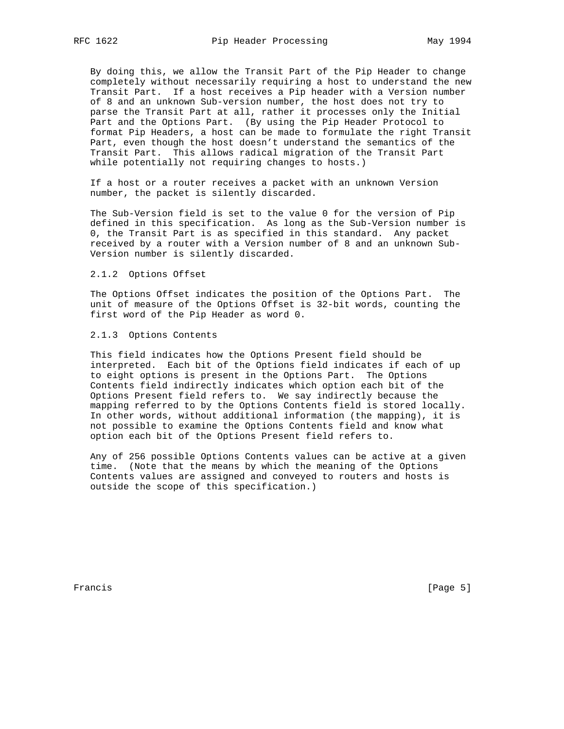By doing this, we allow the Transit Part of the Pip Header to change completely without necessarily requiring a host to understand the new Transit Part. If a host receives a Pip header with a Version number of 8 and an unknown Sub-version number, the host does not try to parse the Transit Part at all, rather it processes only the Initial Part and the Options Part. (By using the Pip Header Protocol to format Pip Headers, a host can be made to formulate the right Transit Part, even though the host doesn't understand the semantics of the Transit Part. This allows radical migration of the Transit Part while potentially not requiring changes to hosts.)

If a host or a router receives a packet with an unknown Version number, the packet is silently discarded.

The Sub-Version field is set to the value 0 for the version of Pip defined in this specification. As long as the Sub-Version number is 0, the Transit Part is as specified in this standard. Any packet received by a router with a Version number of 8 and an unknown Sub-Version number is silently discarded.

### 2.1.2 Options Offset

The Options Offset indicates the position of the Options Part. The unit of measure of the Options Offset is 32-bit words, counting the first word of the Pip Header as word 0.

### 2.1.3 Options Contents

This field indicates how the Options Present field should be interpreted. Each bit of the Options field indicates if each of up to eight options is present in the Options Part. The Options Contents field indirectly indicates which option each bit of the Options Present field refers to. We say indirectly because the mapping referred to by the Options Contents field is stored locally. In other words, without additional information (the mapping), it is not possible to examine the Options Contents field and know what option each bit of the Options Present field refers to.

Any of 256 possible Options Contents values can be active at a given time. (Note that the means by which the meaning of the Options Contents values are assigned and conveyed to routers and hosts is outside the scope of this specification.)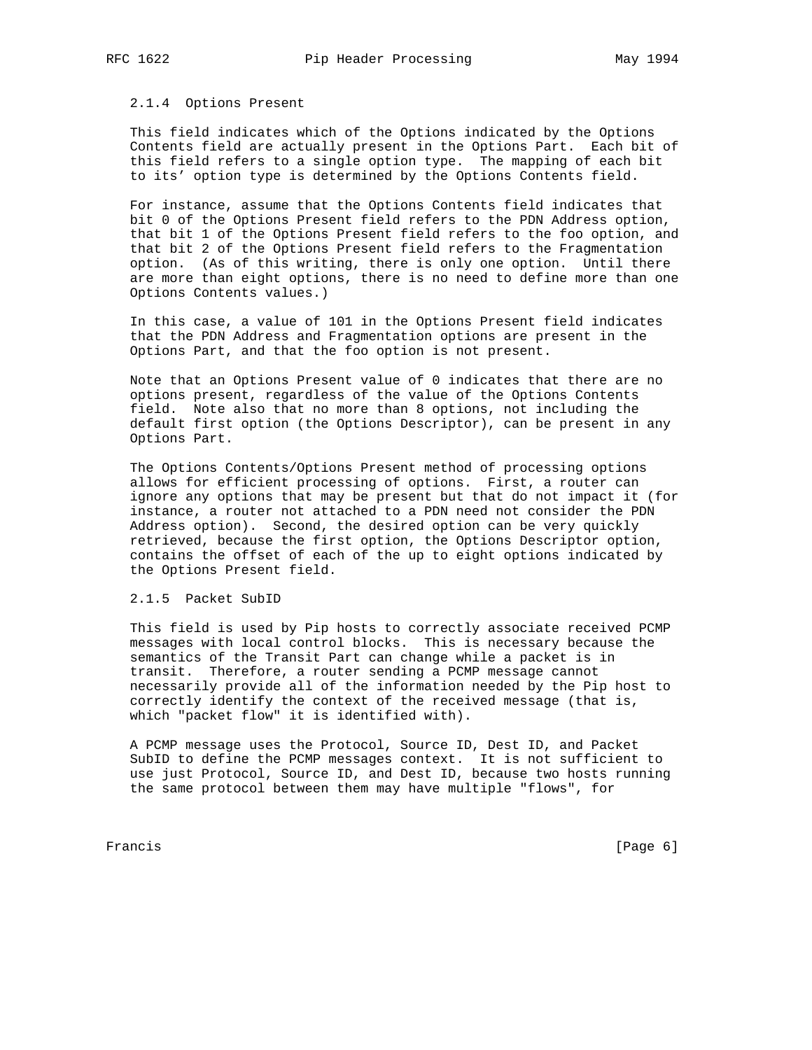### 2.1.4 Options Present

This field indicates which of the Options indicated by the Options Contents field are actually present in the Options Part. Each bit of this field refers to a single option type. The mapping of each bit to its' option type is determined by the Options Contents field.

For instance, assume that the Options Contents field indicates that bit 0 of the Options Present field refers to the PDN Address option, that bit 1 of the Options Present field refers to the foo option, and that bit 2 of the Options Present field refers to the Fragmentation option. (As of this writing, there is only one option. Until there are more than eight options, there is no need to define more than one Options Contents values.)

In this case, a value of 101 in the Options Present field indicates that the PDN Address and Fragmentation options are present in the Options Part, and that the foo option is not present.

Note that an Options Present value of 0 indicates that there are no options present, regardless of the value of the Options Contents field. Note also that no more than 8 options, not including the default first option (the Options Descriptor), can be present in any Options Part.

The Options Contents/Options Present method of processing options allows for efficient processing of options. First, a router can ignore any options that may be present but that do not impact it (for instance, a router not attached to a PDN need not consider the PDN Address option). Second, the desired option can be very quickly retrieved, because the first option, the Options Descriptor option, contains the offset of each of the up to eight options indicated by the Options Present field.

### 2.1.5 Packet SubID

This field is used by Pip hosts to correctly associate received PCMP messages with local control blocks. This is necessary because the semantics of the Transit Part can change while a packet is in transit. Therefore, a router sending a PCMP message cannot necessarily provide all of the information needed by the Pip host to correctly identify the context of the received message (that is, which "packet flow" it is identified with).

A PCMP message uses the Protocol, Source ID, Dest ID, and Packet SubID to define the PCMP messages context. It is not sufficient to use just Protocol, Source ID, and Dest ID, because two hosts running the same protocol between them may have multiple "flows", for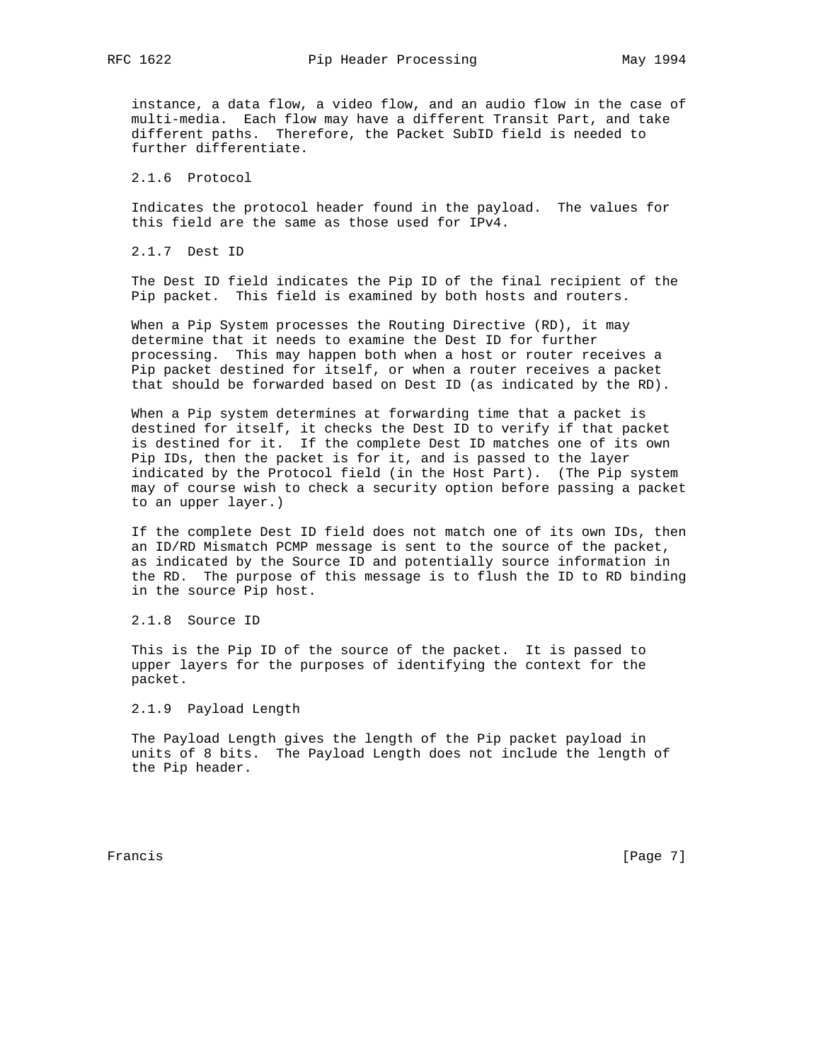instance, a data flow, a video flow, and an audio flow in the case of multi-media. Each flow may have a different Transit Part, and take different paths. Therefore, the Packet SubID field is needed to further differentiate.

### 2.1.6 Protocol

Indicates the protocol header found in the payload. The values for this field are the same as those used for IPv4.

### 2.1.7 Dest ID

The Dest ID field indicates the Pip ID of the final recipient of the Pip packet. This field is examined by both hosts and routers.

When a Pip System processes the Routing Directive (RD), it may determine that it needs to examine the Dest ID for further processing. This may happen both when a host or router receives a Pip packet destined for itself, or when a router receives a packet that should be forwarded based on Dest ID (as indicated by the RD).

When a Pip system determines at forwarding time that a packet is destined for itself, it checks the Dest ID to verify if that packet is destined for it. If the complete Dest ID matches one of its own Pip IDs, then the packet is for it, and is passed to the layer indicated by the Protocol field (in the Host Part). (The Pip system may of course wish to check a security option before passing a packet to an upper layer.)

If the complete Dest ID field does not match one of its own IDs, then an ID/RD Mismatch PCMP message is sent to the source of the packet, as indicated by the Source ID and potentially source information in the RD. The purpose of this message is to flush the ID to RD binding in the source Pip host.

### 2.1.8 Source ID

This is the Pip ID of the source of the packet. It is passed to upper layers for the purposes of identifying the context for the packet.

### 2.1.9 Payload Length

The Payload Length gives the length of the Pip packet payload in units of 8 bits. The Payload Length does not include the length of the Pip header.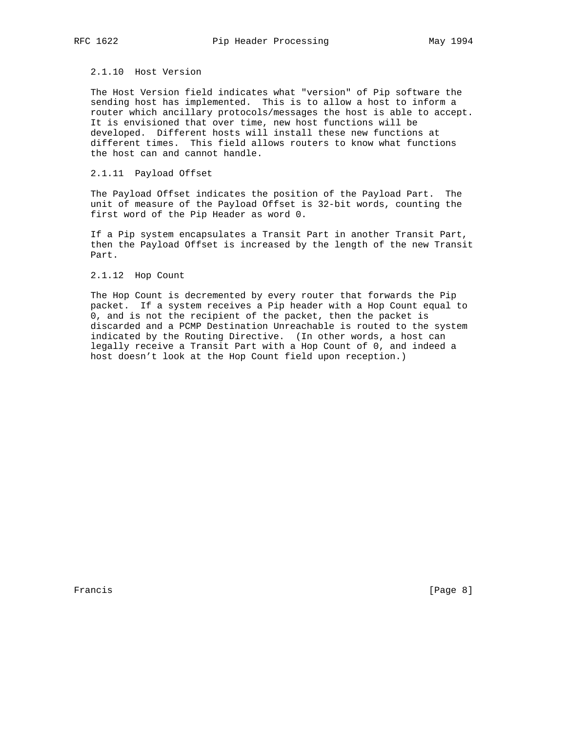#### 2.1.10 Host Version

The Host Version field indicates what "version" of Pip software the sending host has implemented. This is to allow a host to inform a router which ancillary protocols/messages the host is able to accept. It is envisioned that over time, new host functions will be developed. Different hosts will install these new functions at different times. This field allows routers to know what functions the host can and cannot handle.

#### 2.1.11 Payload Offset

The Payload Offset indicates the position of the Payload Part. The unit of measure of the Payload Offset is 32-bit words, counting the first word of the Pip Header as word 0.

If a Pip system encapsulates a Transit Part in another Transit Part, then the Payload Offset is increased by the length of the new Transit Part.

#### 2.1.12 Hop Count

The Hop Count is decremented by every router that forwards the Pip packet. If a system receives a Pip header with a Hop Count equal to 0, and is not the recipient of the packet, then the packet is discarded and a PCMP Destination Unreachable is routed to the system indicated by the Routing Directive. (In other words, a host can legally receive a Transit Part with a Hop Count of 0, and indeed a host doesn't look at the Hop Count field upon reception.)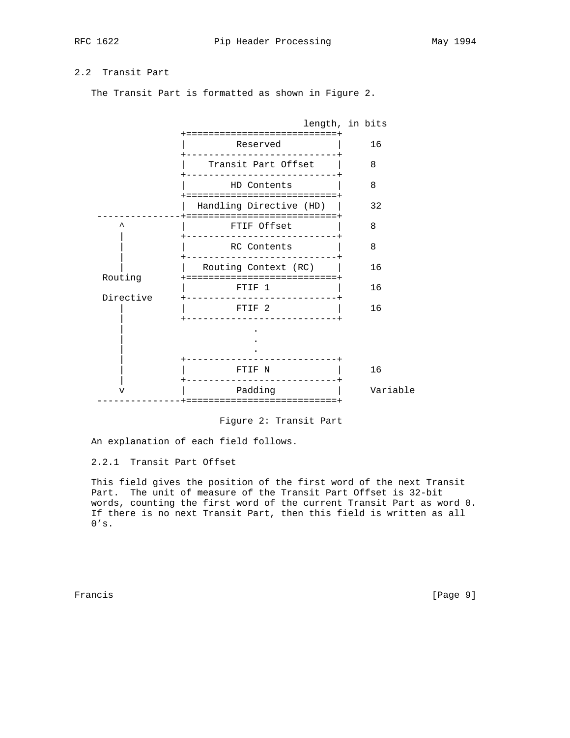### 2.2 Transit Part

The Transit Part is formatted as shown in Figure 2.

```
                                  length, in bits
                +============================+
                |         Reserved           |     16
                +----------------------------+
                |    Transit Part Offset     |     8
                +----------------------------+
                |        HD Contents         |     8
                +============================+
                |  Handling Directive (HD)   |     32
 ---------------+============================+
     ^          |        FTIF Offset         |     8
     |          +----------------------------+
     |          |        RC Contents         |     8
     |          +----------------------------+
     |          |   Routing Context (RC)     |     16
  Routing       +============================+
                |         FTIF 1             |     16
  Directive     +----------------------------+
     |          |         FTIF 2             |     16
     |          +----------------------------+
     |                       .
     |                       .
     |                       .
     |          +----------------------------+
     |          |         FTIF N             |     16
     |          +----------------------------+
     v          |         Padding            |     Variable
 ---------------+============================+
```

Figure 2: Transit Part

An explanation of each field follows.

#### 2.2.1 Transit Part Offset

This field gives the position of the first word of the next Transit Part. The unit of measure of the Transit Part Offset is 32-bit words, counting the first word of the current Transit Part as word 0. If there is no next Transit Part, then this field is written as all 0's.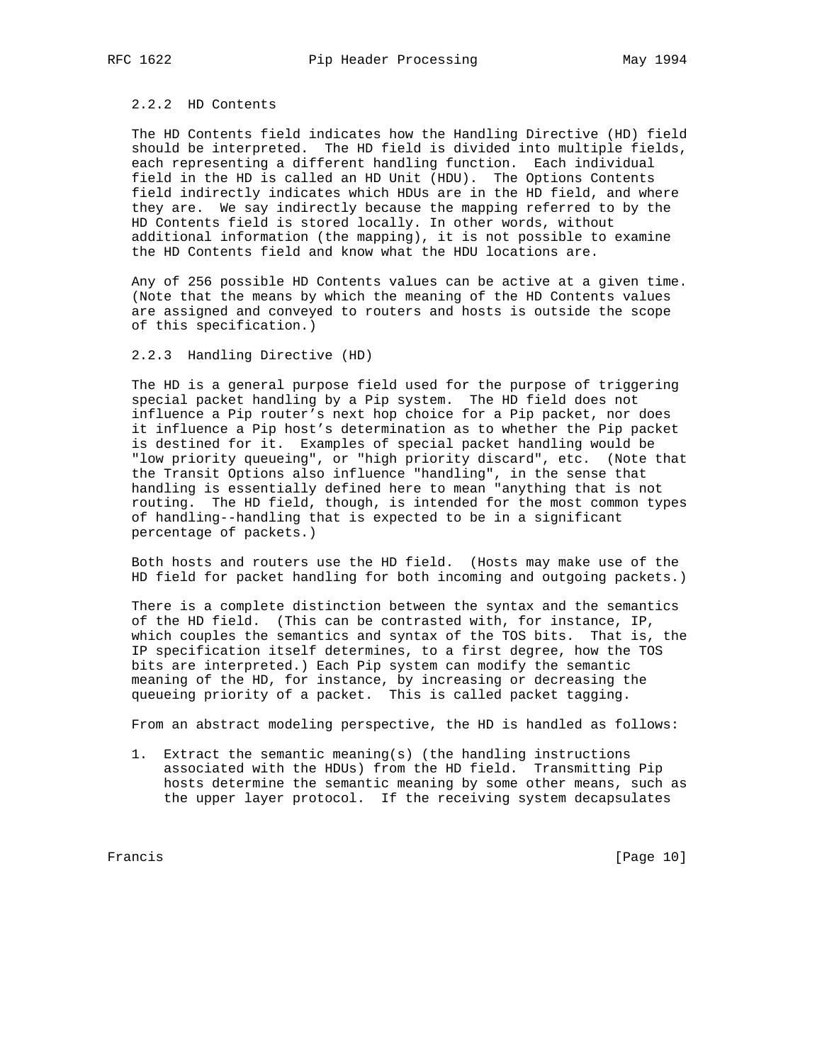### 2.2.2 HD Contents

The HD Contents field indicates how the Handling Directive (HD) field should be interpreted. The HD field is divided into multiple fields, each representing a different handling function. Each individual field in the HD is called an HD Unit (HDU). The Options Contents field indirectly indicates which HDUs are in the HD field, and where they are. We say indirectly because the mapping referred to by the HD Contents field is stored locally. In other words, without additional information (the mapping), it is not possible to examine the HD Contents field and know what the HDU locations are.

Any of 256 possible HD Contents values can be active at a given time. (Note that the means by which the meaning of the HD Contents values are assigned and conveyed to routers and hosts is outside the scope of this specification.)

### 2.2.3 Handling Directive (HD)

The HD is a general purpose field used for the purpose of triggering special packet handling by a Pip system. The HD field does not influence a Pip router's next hop choice for a Pip packet, nor does it influence a Pip host's determination as to whether the Pip packet is destined for it. Examples of special packet handling would be "low priority queueing", or "high priority discard", etc. (Note that the Transit Options also influence "handling", in the sense that handling is essentially defined here to mean "anything that is not routing. The HD field, though, is intended for the most common types of handling--handling that is expected to be in a significant percentage of packets.)

Both hosts and routers use the HD field. (Hosts may make use of the HD field for packet handling for both incoming and outgoing packets.)

There is a complete distinction between the syntax and the semantics of the HD field. (This can be contrasted with, for instance, IP, which couples the semantics and syntax of the TOS bits. That is, the IP specification itself determines, to a first degree, how the TOS bits are interpreted.) Each Pip system can modify the semantic meaning of the HD, for instance, by increasing or decreasing the queueing priority of a packet. This is called packet tagging.

From an abstract modeling perspective, the HD is handled as follows:

1. Extract the semantic meaning(s) (the handling instructions associated with the HDUs) from the HD field. Transmitting Pip hosts determine the semantic meaning by some other means, such as the upper layer protocol. If the receiving system decapsulates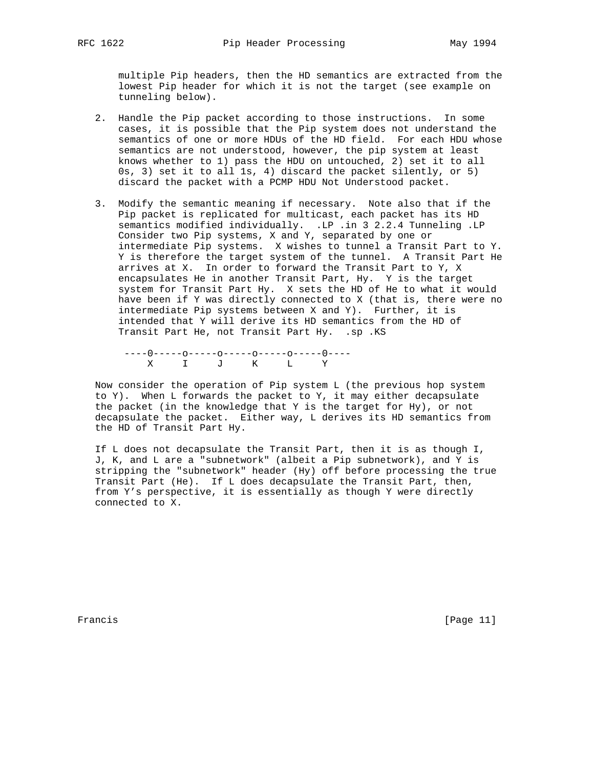multiple Pip headers, then the HD semantics are extracted from the lowest Pip header for which it is not the target (see example on tunneling below).

2. Handle the Pip packet according to those instructions. In some cases, it is possible that the Pip system does not understand the semantics of one or more HDUs of the HD field. For each HDU whose semantics are not understood, however, the pip system at least knows whether to 1) pass the HDU on untouched, 2) set it to all 0s, 3) set it to all 1s, 4) discard the packet silently, or 5) discard the packet with a PCMP HDU Not Understood packet.

3. Modify the semantic meaning if necessary. Note also that if the Pip packet is replicated for multicast, each packet has its HD semantics modified individually. .LP .in 3 2.2.4 Tunneling .LP Consider two Pip systems, X and Y, separated by one or intermediate Pip systems. X wishes to tunnel a Transit Part to Y. Y is therefore the target system of the tunnel. A Transit Part He arrives at X. In order to forward the Transit Part to Y, X encapsulates He in another Transit Part, Hy. Y is the target system for Transit Part Hy. X sets the HD of He to what it would have been if Y was directly connected to X (that is, there were no intermediate Pip systems between X and Y). Further, it is intended that Y will derive its HD semantics from the HD of Transit Part He, not Transit Part Hy. .sp .KS

```
----0-----o-----o-----o-----o-----0----
    X     I     J     K     L     Y
```

Now consider the operation of Pip system L (the previous hop system to Y). When L forwards the packet to Y, it may either decapsulate the packet (in the knowledge that Y is the target for Hy), or not decapsulate the packet. Either way, L derives its HD semantics from the HD of Transit Part Hy.

If L does not decapsulate the Transit Part, then it is as though I, J, K, and L are a "subnetwork" (albeit a Pip subnetwork), and Y is stripping the "subnetwork" header (Hy) off before processing the true Transit Part (He). If L does decapsulate the Transit Part, then, from Y's perspective, it is essentially as though Y were directly connected to X.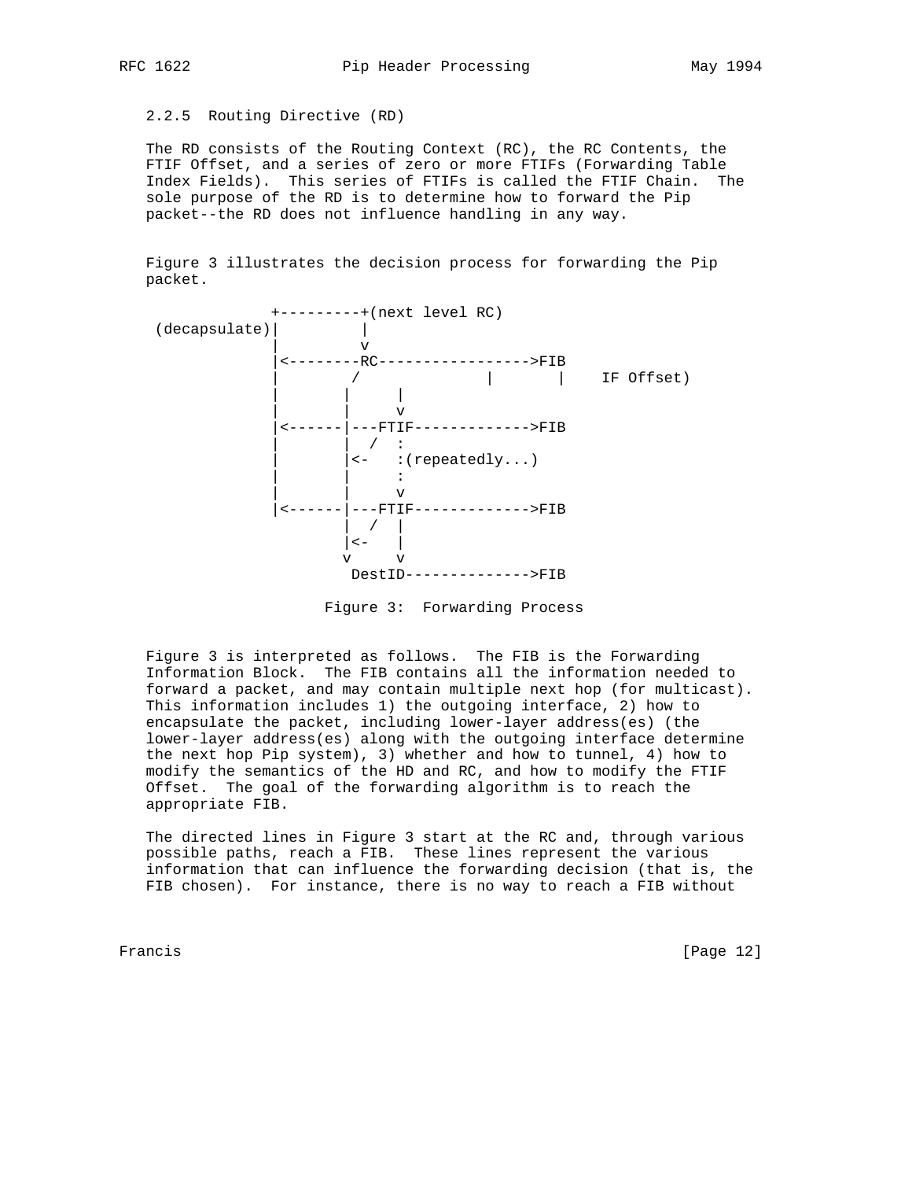### 2.2.5 Routing Directive (RD)

The RD consists of the Routing Context (RC), the RC Contents, the FTIF Offset, and a series of zero or more FTIFs (Forwarding Table Index Fields). This series of FTIFs is called the FTIF Chain. The sole purpose of the RD is to determine how to forward the Pip packet--the RD does not influence handling in any way.

Figure 3 illustrates the decision process for forwarding the Pip packet.

```
              +---------+(next level RC)
 (decapsulate)|         |
              |         v
              |<--------RC----------------->FIB
              |        /              |       |    IF Offset)
              |       |     |
              |       |     v
              |<------|---FTIF------------->FIB
              |       |  /  :
              |       |<-   :(repeatedly...)
              |       |     :
              |       |     v
              |<------|---FTIF------------->FIB
                      |  /  |
                      |<-   |
                      v     v
                       DestID-------------->FIB
```

Figure 3: Forwarding Process

Figure 3 is interpreted as follows. The FIB is the Forwarding Information Block. The FIB contains all the information needed to forward a packet, and may contain multiple next hop (for multicast). This information includes 1) the outgoing interface, 2) how to encapsulate the packet, including lower-layer address(es) (the lower-layer address(es) along with the outgoing interface determine the next hop Pip system), 3) whether and how to tunnel, 4) how to modify the semantics of the HD and RC, and how to modify the FTIF Offset. The goal of the forwarding algorithm is to reach the appropriate FIB.

The directed lines in Figure 3 start at the RC and, through various possible paths, reach a FIB. These lines represent the various information that can influence the forwarding decision (that is, the FIB chosen). For instance, there is no way to reach a FIB without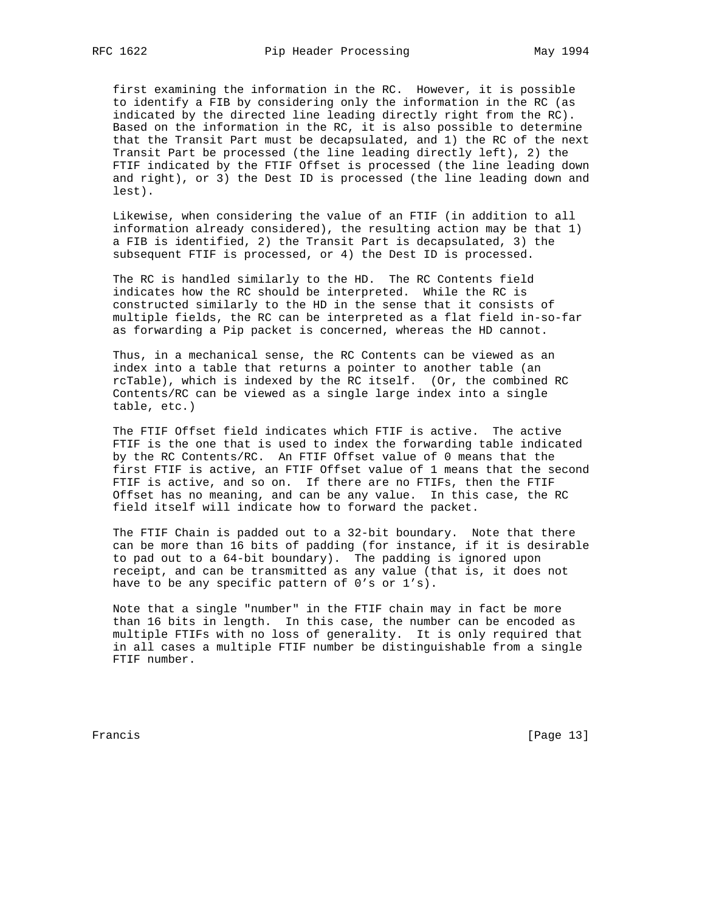first examining the information in the RC. However, it is possible to identify a FIB by considering only the information in the RC (as indicated by the directed line leading directly right from the RC). Based on the information in the RC, it is also possible to determine that the Transit Part must be decapsulated, and 1) the RC of the next Transit Part be processed (the line leading directly left), 2) the FTIF indicated by the FTIF Offset is processed (the line leading down and right), or 3) the Dest ID is processed (the line leading down and lest).

Likewise, when considering the value of an FTIF (in addition to all information already considered), the resulting action may be that 1) a FIB is identified, 2) the Transit Part is decapsulated, 3) the subsequent FTIF is processed, or 4) the Dest ID is processed.

The RC is handled similarly to the HD. The RC Contents field indicates how the RC should be interpreted. While the RC is constructed similarly to the HD in the sense that it consists of multiple fields, the RC can be interpreted as a flat field in-so-far as forwarding a Pip packet is concerned, whereas the HD cannot.

Thus, in a mechanical sense, the RC Contents can be viewed as an index into a table that returns a pointer to another table (an rcTable), which is indexed by the RC itself. (Or, the combined RC Contents/RC can be viewed as a single large index into a single table, etc.)

The FTIF Offset field indicates which FTIF is active. The active FTIF is the one that is used to index the forwarding table indicated by the RC Contents/RC. An FTIF Offset value of 0 means that the first FTIF is active, an FTIF Offset value of 1 means that the second FTIF is active, and so on. If there are no FTIFs, then the FTIF Offset has no meaning, and can be any value. In this case, the RC field itself will indicate how to forward the packet.

The FTIF Chain is padded out to a 32-bit boundary. Note that there can be more than 16 bits of padding (for instance, if it is desirable to pad out to a 64-bit boundary). The padding is ignored upon receipt, and can be transmitted as any value (that is, it does not have to be any specific pattern of 0's or 1's).

Note that a single "number" in the FTIF chain may in fact be more than 16 bits in length. In this case, the number can be encoded as multiple FTIFs with no loss of generality. It is only required that in all cases a multiple FTIF number be distinguishable from a single FTIF number.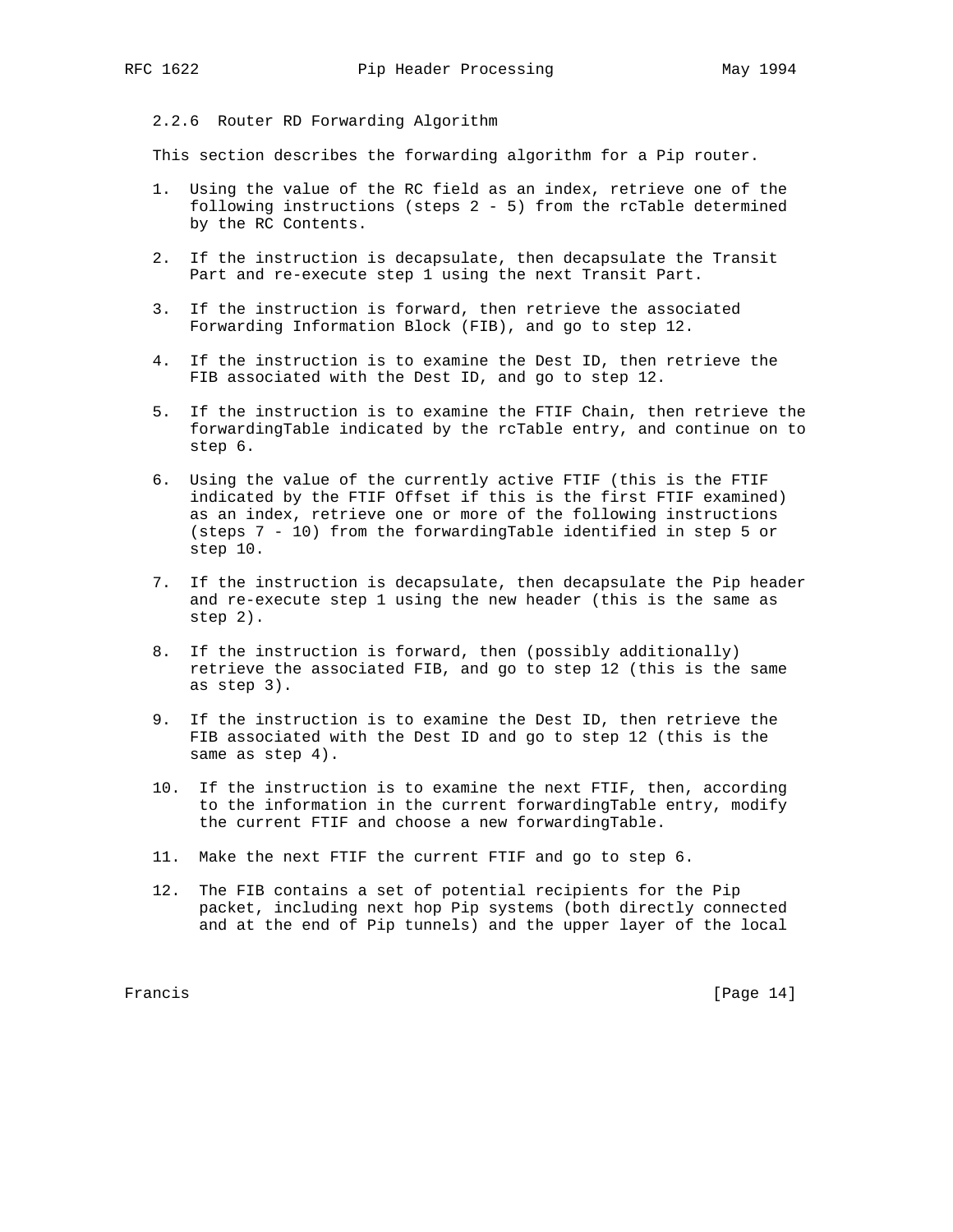### 2.2.6 Router RD Forwarding Algorithm

This section describes the forwarding algorithm for a Pip router.

1. Using the value of the RC field as an index, retrieve one of the following instructions (steps 2 - 5) from the rcTable determined by the RC Contents.

2. If the instruction is decapsulate, then decapsulate the Transit Part and re-execute step 1 using the next Transit Part.

3. If the instruction is forward, then retrieve the associated Forwarding Information Block (FIB), and go to step 12.

4. If the instruction is to examine the Dest ID, then retrieve the FIB associated with the Dest ID, and go to step 12.

5. If the instruction is to examine the FTIF Chain, then retrieve the forwardingTable indicated by the rcTable entry, and continue on to step 6.

6. Using the value of the currently active FTIF (this is the FTIF indicated by the FTIF Offset if this is the first FTIF examined) as an index, retrieve one or more of the following instructions (steps 7 - 10) from the forwardingTable identified in step 5 or step 10.

7. If the instruction is decapsulate, then decapsulate the Pip header and re-execute step 1 using the new header (this is the same as step 2).

8. If the instruction is forward, then (possibly additionally) retrieve the associated FIB, and go to step 12 (this is the same as step 3).

9. If the instruction is to examine the Dest ID, then retrieve the FIB associated with the Dest ID and go to step 12 (this is the same as step 4).

10. If the instruction is to examine the next FTIF, then, according to the information in the current forwardingTable entry, modify the current FTIF and choose a new forwardingTable.

11. Make the next FTIF the current FTIF and go to step 6.

12. The FIB contains a set of potential recipients for the Pip packet, including next hop Pip systems (both directly connected and at the end of Pip tunnels) and the upper layer of the local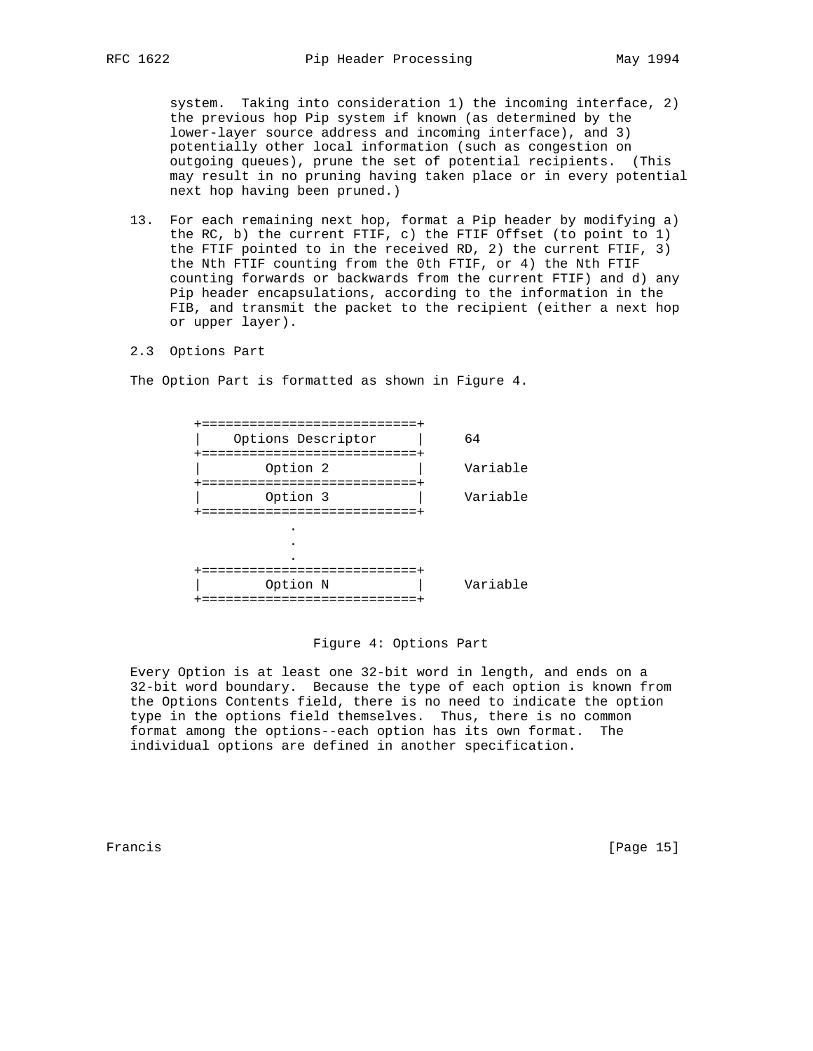system. Taking into consideration 1) the incoming interface, 2) the previous hop Pip system if known (as determined by the lower-layer source address and incoming interface), and 3) potentially other local information (such as congestion on outgoing queues), prune the set of potential recipients. (This may result in no pruning having taken place or in every potential next hop having been pruned.)

13. For each remaining next hop, format a Pip header by modifying a) the RC, b) the current FTIF, c) the FTIF Offset (to point to 1) the FTIF pointed to in the received RD, 2) the current FTIF, 3) the Nth FTIF counting from the 0th FTIF, or 4) the Nth FTIF counting forwards or backwards from the current FTIF) and d) any Pip header encapsulations, according to the information in the FIB, and transmit the packet to the recipient (either a next hop or upper layer).

## 2.3 Options Part

The Option Part is formatted as shown in Figure 4.

```
        +===========================+
        |    Options Descriptor     |     64
        +===========================+
        |        Option 2           |     Variable
        +===========================+
        |        Option 3           |     Variable
        +===========================+
                    .
                    .
                    .
        +===========================+
        |        Option N           |     Variable
        +===========================+
```

Figure 4: Options Part

Every Option is at least one 32-bit word in length, and ends on a 32-bit word boundary. Because the type of each option is known from the Options Contents field, there is no need to indicate the option type in the options field themselves. Thus, there is no common format among the options--each option has its own format. The individual options are defined in another specification.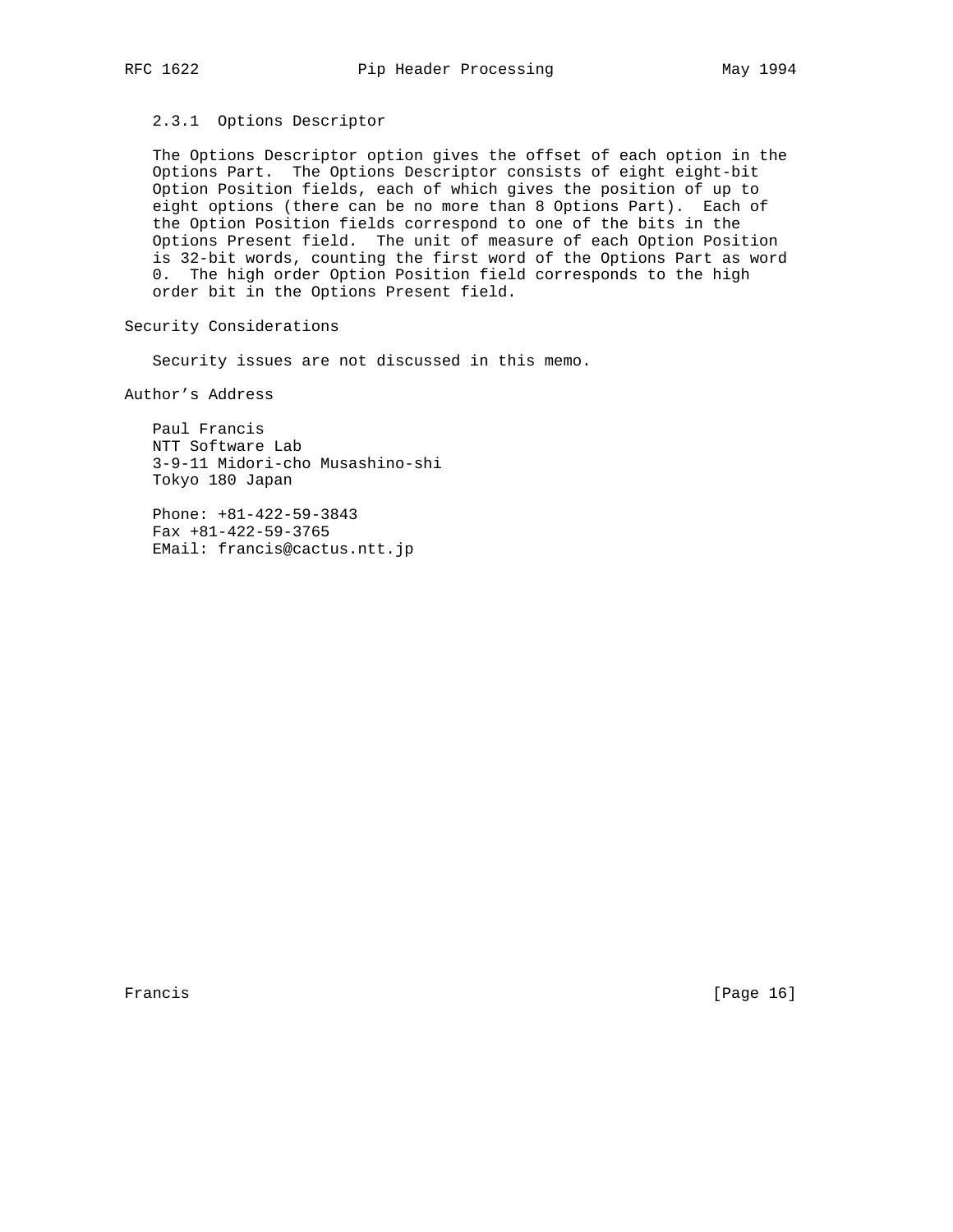### 2.3.1 Options Descriptor

The Options Descriptor option gives the offset of each option in the Options Part. The Options Descriptor consists of eight eight-bit Option Position fields, each of which gives the position of up to eight options (there can be no more than 8 Options Part). Each of the Option Position fields correspond to one of the bits in the Options Present field. The unit of measure of each Option Position is 32-bit words, counting the first word of the Options Part as word 0. The high order Option Position field corresponds to the high order bit in the Options Present field.

## Security Considerations

Security issues are not discussed in this memo.

## Author's Address

Paul Francis
NTT Software Lab
3-9-11 Midori-cho Musashino-shi
Tokyo 180 Japan

Phone: +81-422-59-3843
Fax +81-422-59-3765
EMail: francis@cactus.ntt.jp